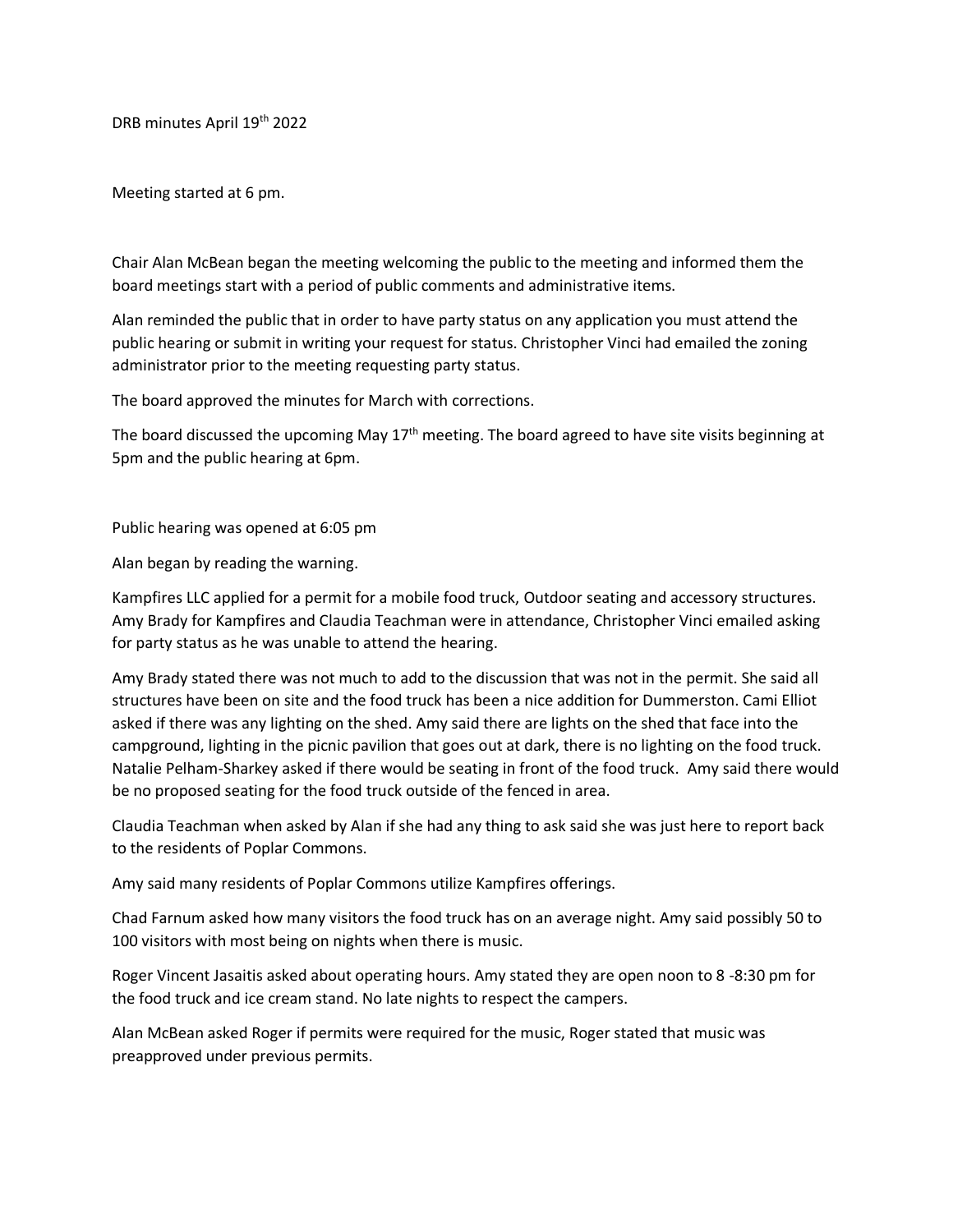DRB minutes April 19th 2022

Meeting started at 6 pm.

Chair Alan McBean began the meeting welcoming the public to the meeting and informed them the board meetings start with a period of public comments and administrative items.

Alan reminded the public that in order to have party status on any application you must attend the public hearing or submit in writing your request for status. Christopher Vinci had emailed the zoning administrator prior to the meeting requesting party status.

The board approved the minutes for March with corrections.

The board discussed the upcoming May 17th meeting. The board agreed to have site visits beginning at 5pm and the public hearing at 6pm.

Public hearing was opened at 6:05 pm

Alan began by reading the warning.

Kampfires LLC applied for a permit for a mobile food truck, Outdoor seating and accessory structures. Amy Brady for Kampfires and Claudia Teachman were in attendance, Christopher Vinci emailed asking for party status as he was unable to attend the hearing.

Amy Brady stated there was not much to add to the discussion that was not in the permit. She said all structures have been on site and the food truck has been a nice addition for Dummerston. Cami Elliot asked if there was any lighting on the shed. Amy said there are lights on the shed that face into the campground, lighting in the picnic pavilion that goes out at dark, there is no lighting on the food truck. Natalie Pelham-Sharkey asked if there would be seating in front of the food truck. Amy said there would be no proposed seating for the food truck outside of the fenced in area.

Claudia Teachman when asked by Alan if she had any thing to ask said she was just here to report back to the residents of Poplar Commons.

Amy said many residents of Poplar Commons utilize Kampfires offerings.

Chad Farnum asked how many visitors the food truck has on an average night. Amy said possibly 50 to 100 visitors with most being on nights when there is music.

Roger Vincent Jasaitis asked about operating hours. Amy stated they are open noon to 8 -8:30 pm for the food truck and ice cream stand. No late nights to respect the campers.

Alan McBean asked Roger if permits were required for the music, Roger stated that music was preapproved under previous permits.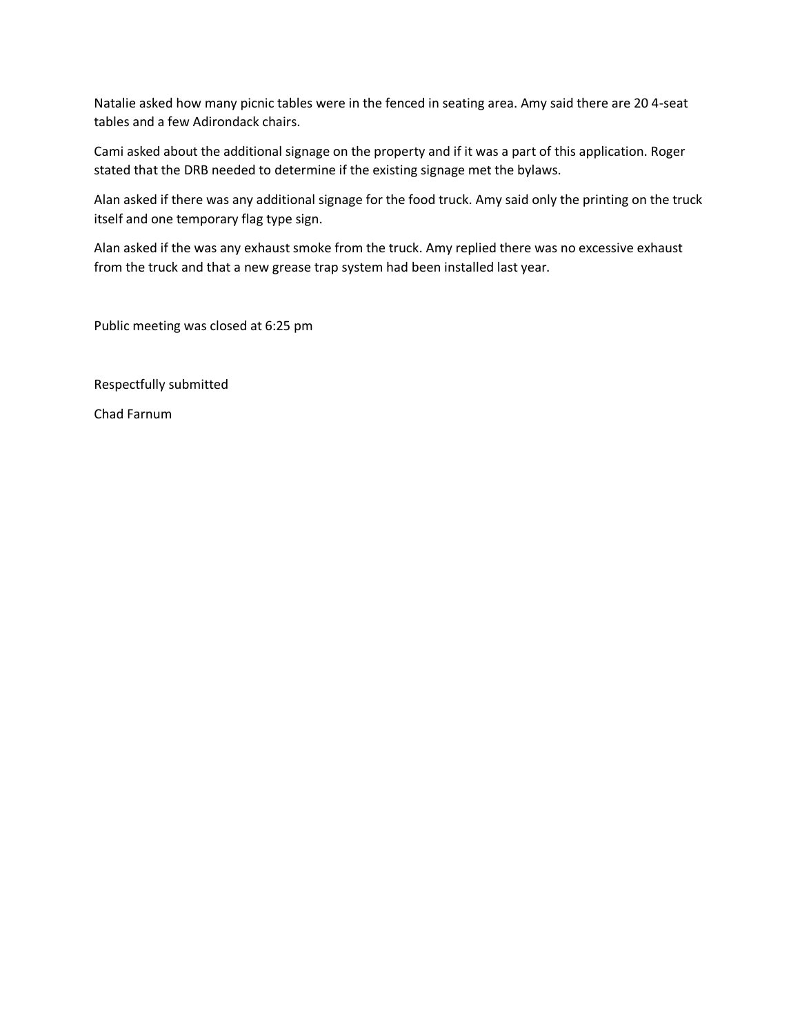Natalie asked how many picnic tables were in the fenced in seating area. Amy said there are 20 4-seat tables and a few Adirondack chairs.

Cami asked about the additional signage on the property and if it was a part of this application. Roger stated that the DRB needed to determine if the existing signage met the bylaws.

Alan asked if there was any additional signage for the food truck. Amy said only the printing on the truck itself and one temporary flag type sign.

Alan asked if the was any exhaust smoke from the truck. Amy replied there was no excessive exhaust from the truck and that a new grease trap system had been installed last year.

Public meeting was closed at 6:25 pm

Respectfully submitted

Chad Farnum